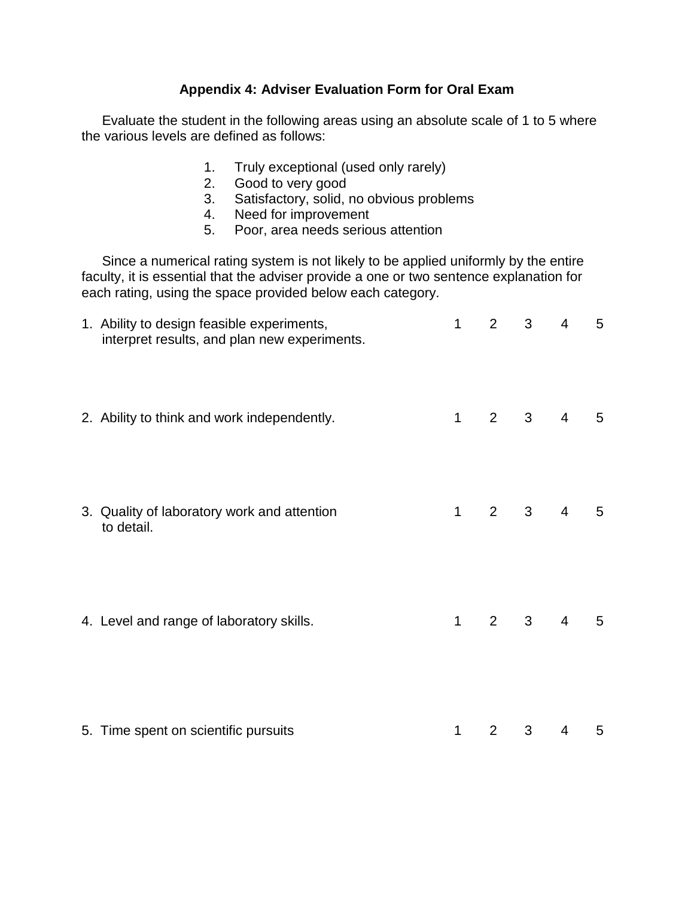## Appendix 4: Adviser Evaluation Form for Oral Exam

Evaluate the student in the following areas using an absolute scale of 1 to 5 where the various levels are defined as follows:

1. Truly exceptional (used only rarely)
2. Good to very good
3. Satisfactory, solid, no obvious problems
4. Need for improvement
5. Poor, area needs serious attention

Since a numerical rating system is not likely to be applied uniformly by the entire faculty, it is essential that the adviser provide a one or two sentence explanation for each rating, using the space provided below each category.

1. Ability to design feasible experiments, interpret results, and plan new experiments. 1 2 3 4 5

2. Ability to think and work independently. 1 2 3 4 5

3. Quality of laboratory work and attention to detail. 1 2 3 4 5

4. Level and range of laboratory skills. 1 2 3 4 5

5. Time spent on scientific pursuits 1 2 3 4 5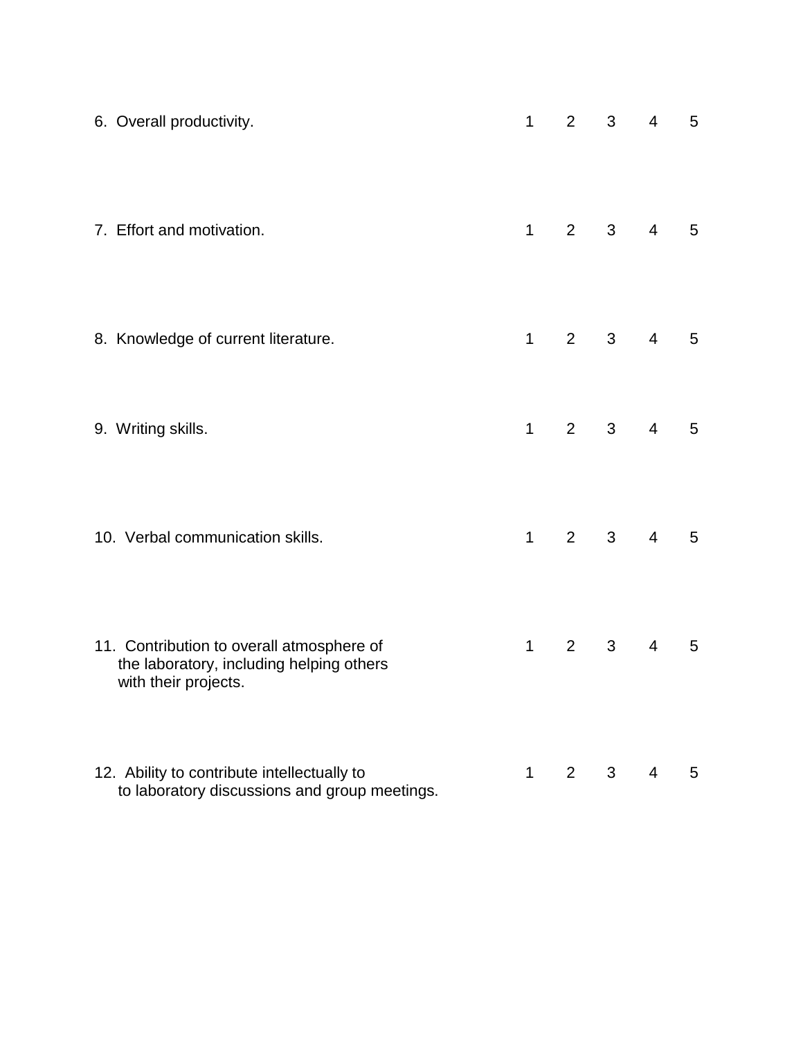| | | | | | |
|---|---|---|---|---|---|
| 6. Overall productivity. | 1 | 2 | 3 | 4 | 5 |
| 7. Effort and motivation. | 1 | 2 | 3 | 4 | 5 |
| 8. Knowledge of current literature. | 1 | 2 | 3 | 4 | 5 |
| 9. Writing skills. | 1 | 2 | 3 | 4 | 5 |
| 10. Verbal communication skills. | 1 | 2 | 3 | 4 | 5 |
| 11. Contribution to overall atmosphere of the laboratory, including helping others with their projects. | 1 | 2 | 3 | 4 | 5 |
| 12. Ability to contribute intellectually to to laboratory discussions and group meetings. | 1 | 2 | 3 | 4 | 5 |